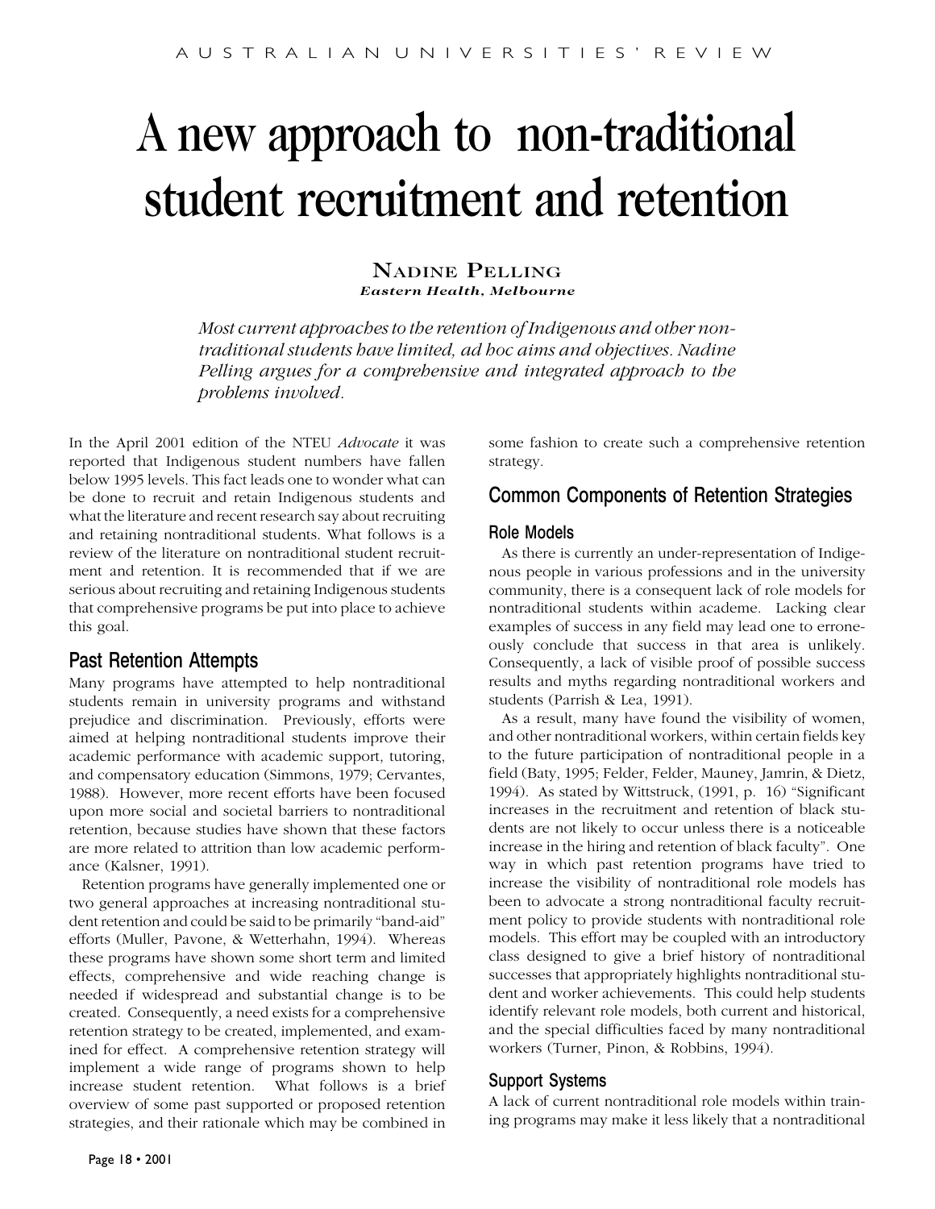# A new approach to non-traditional student recruitment and retention

**Nadine Pelling**
***Eastern Health, Melbourne***

*Most current approaches to the retention of Indigenous and other non-traditional students have limited, ad hoc aims and objectives. Nadine Pelling argues for a comprehensive and integrated approach to the problems involved.*

In the April 2001 edition of the NTEU *Advocate* it was reported that Indigenous student numbers have fallen below 1995 levels. This fact leads one to wonder what can be done to recruit and retain Indigenous students and what the literature and recent research say about recruiting and retaining nontraditional students. What follows is a review of the literature on nontraditional student recruitment and retention. It is recommended that if we are serious about recruiting and retaining Indigenous students that comprehensive programs be put into place to achieve this goal.

## Past Retention Attempts

Many programs have attempted to help nontraditional students remain in university programs and withstand prejudice and discrimination. Previously, efforts were aimed at helping nontraditional students improve their academic performance with academic support, tutoring, and compensatory education (Simmons, 1979; Cervantes, 1988). However, more recent efforts have been focused upon more social and societal barriers to nontraditional retention, because studies have shown that these factors are more related to attrition than low academic performance (Kalsner, 1991).

Retention programs have generally implemented one or two general approaches at increasing nontraditional student retention and could be said to be primarily "band-aid" efforts (Muller, Pavone, & Wetterhahn, 1994). Whereas these programs have shown some short term and limited effects, comprehensive and wide reaching change is needed if widespread and substantial change is to be created. Consequently, a need exists for a comprehensive retention strategy to be created, implemented, and examined for effect. A comprehensive retention strategy will implement a wide range of programs shown to help increase student retention. What follows is a brief overview of some past supported or proposed retention strategies, and their rationale which may be combined in some fashion to create such a comprehensive retention strategy.

## Common Components of Retention Strategies

### Role Models

As there is currently an under-representation of Indigenous people in various professions and in the university community, there is a consequent lack of role models for nontraditional students within academe. Lacking clear examples of success in any field may lead one to erroneously conclude that success in that area is unlikely. Consequently, a lack of visible proof of possible success results and myths regarding nontraditional workers and students (Parrish & Lea, 1991).

As a result, many have found the visibility of women, and other nontraditional workers, within certain fields key to the future participation of nontraditional people in a field (Baty, 1995; Felder, Felder, Mauney, Jamrin, & Dietz, 1994). As stated by Wittstruck, (1991, p. 16) "Significant increases in the recruitment and retention of black students are not likely to occur unless there is a noticeable increase in the hiring and retention of black faculty". One way in which past retention programs have tried to increase the visibility of nontraditional role models has been to advocate a strong nontraditional faculty recruitment policy to provide students with nontraditional role models. This effort may be coupled with an introductory class designed to give a brief history of nontraditional successes that appropriately highlights nontraditional student and worker achievements. This could help students identify relevant role models, both current and historical, and the special difficulties faced by many nontraditional workers (Turner, Pinon, & Robbins, 1994).

### Support Systems

A lack of current nontraditional role models within training programs may make it less likely that a nontraditional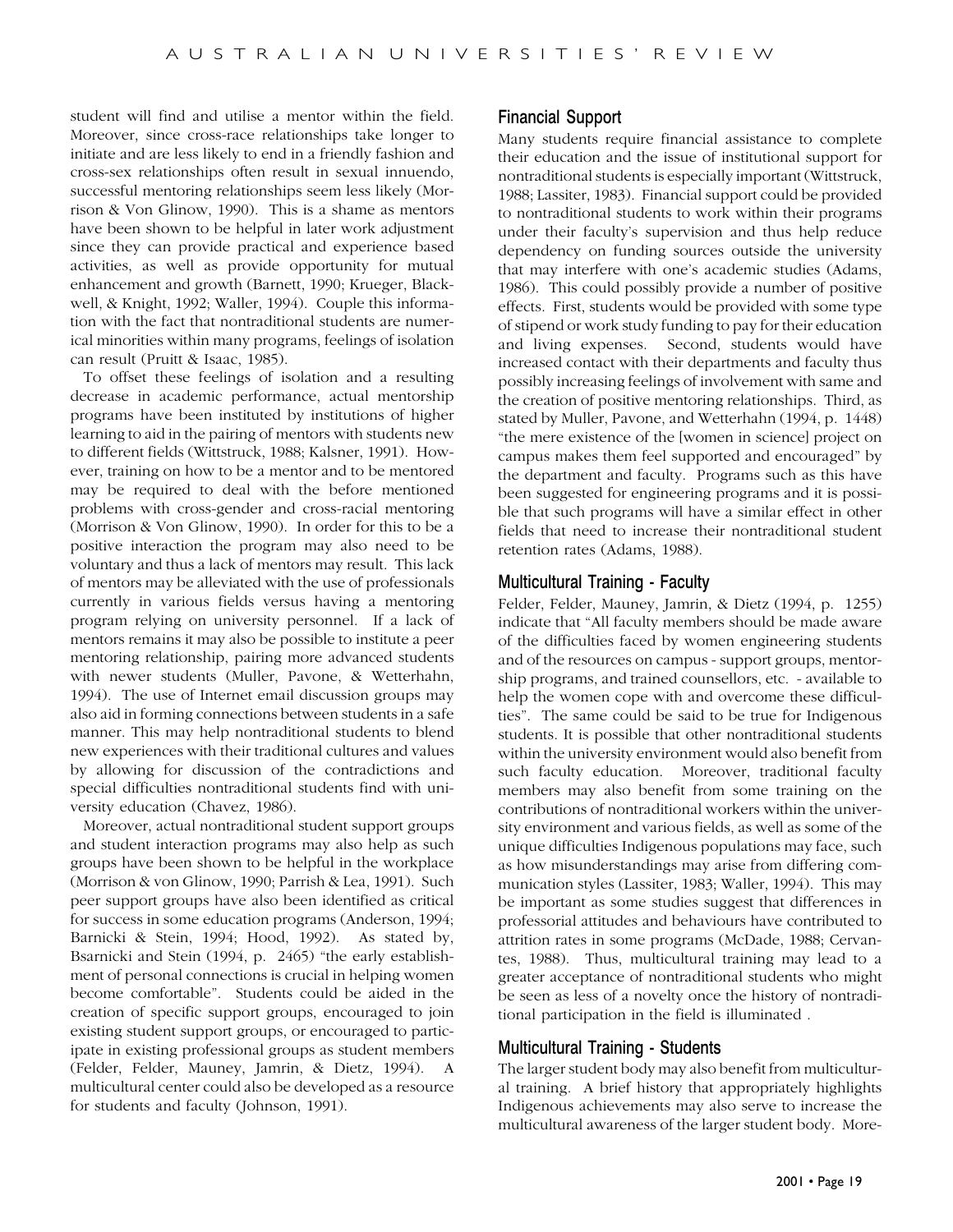student will find and utilise a mentor within the field. Moreover, since cross-race relationships take longer to initiate and are less likely to end in a friendly fashion and cross-sex relationships often result in sexual innuendo, successful mentoring relationships seem less likely (Morrison & Von Glinow, 1990). This is a shame as mentors have been shown to be helpful in later work adjustment since they can provide practical and experience based activities, as well as provide opportunity for mutual enhancement and growth (Barnett, 1990; Krueger, Blackwell, & Knight, 1992; Waller, 1994). Couple this information with the fact that nontraditional students are numerical minorities within many programs, feelings of isolation can result (Pruitt & Isaac, 1985).

To offset these feelings of isolation and a resulting decrease in academic performance, actual mentorship programs have been instituted by institutions of higher learning to aid in the pairing of mentors with students new to different fields (Wittstruck, 1988; Kalsner, 1991). However, training on how to be a mentor and to be mentored may be required to deal with the before mentioned problems with cross-gender and cross-racial mentoring (Morrison & Von Glinow, 1990). In order for this to be a positive interaction the program may also need to be voluntary and thus a lack of mentors may result. This lack of mentors may be alleviated with the use of professionals currently in various fields versus having a mentoring program relying on university personnel. If a lack of mentors remains it may also be possible to institute a peer mentoring relationship, pairing more advanced students with newer students (Muller, Pavone, & Wetterhahn, 1994). The use of Internet email discussion groups may also aid in forming connections between students in a safe manner. This may help nontraditional students to blend new experiences with their traditional cultures and values by allowing for discussion of the contradictions and special difficulties nontraditional students find with university education (Chavez, 1986).

Moreover, actual nontraditional student support groups and student interaction programs may also help as such groups have been shown to be helpful in the workplace (Morrison & von Glinow, 1990; Parrish & Lea, 1991). Such peer support groups have also been identified as critical for success in some education programs (Anderson, 1994; Barnicki & Stein, 1994; Hood, 1992). As stated by, Bsarnicki and Stein (1994, p. 2465) "the early establishment of personal connections is crucial in helping women become comfortable". Students could be aided in the creation of specific support groups, encouraged to join existing student support groups, or encouraged to participate in existing professional groups as student members (Felder, Felder, Mauney, Jamrin, & Dietz, 1994). A multicultural center could also be developed as a resource for students and faculty (Johnson, 1991).

## Financial Support

Many students require financial assistance to complete their education and the issue of institutional support for nontraditional students is especially important (Wittstruck, 1988; Lassiter, 1983). Financial support could be provided to nontraditional students to work within their programs under their faculty's supervision and thus help reduce dependency on funding sources outside the university that may interfere with one's academic studies (Adams, 1986). This could possibly provide a number of positive effects. First, students would be provided with some type of stipend or work study funding to pay for their education and living expenses. Second, students would have increased contact with their departments and faculty thus possibly increasing feelings of involvement with same and the creation of positive mentoring relationships. Third, as stated by Muller, Pavone, and Wetterhahn (1994, p. 1448) "the mere existence of the [women in science] project on campus makes them feel supported and encouraged" by the department and faculty. Programs such as this have been suggested for engineering programs and it is possible that such programs will have a similar effect in other fields that need to increase their nontraditional student retention rates (Adams, 1988).

## Multicultural Training - Faculty

Felder, Felder, Mauney, Jamrin, & Dietz (1994, p. 1255) indicate that "All faculty members should be made aware of the difficulties faced by women engineering students and of the resources on campus - support groups, mentorship programs, and trained counsellors, etc. - available to help the women cope with and overcome these difficulties". The same could be said to be true for Indigenous students. It is possible that other nontraditional students within the university environment would also benefit from such faculty education. Moreover, traditional faculty members may also benefit from some training on the contributions of nontraditional workers within the university environment and various fields, as well as some of the unique difficulties Indigenous populations may face, such as how misunderstandings may arise from differing communication styles (Lassiter, 1983; Waller, 1994). This may be important as some studies suggest that differences in professorial attitudes and behaviours have contributed to attrition rates in some programs (McDade, 1988; Cervantes, 1988). Thus, multicultural training may lead to a greater acceptance of nontraditional students who might be seen as less of a novelty once the history of nontraditional participation in the field is illuminated .

## Multicultural Training - Students

The larger student body may also benefit from multicultural training. A brief history that appropriately highlights Indigenous achievements may also serve to increase the multicultural awareness of the larger student body. More-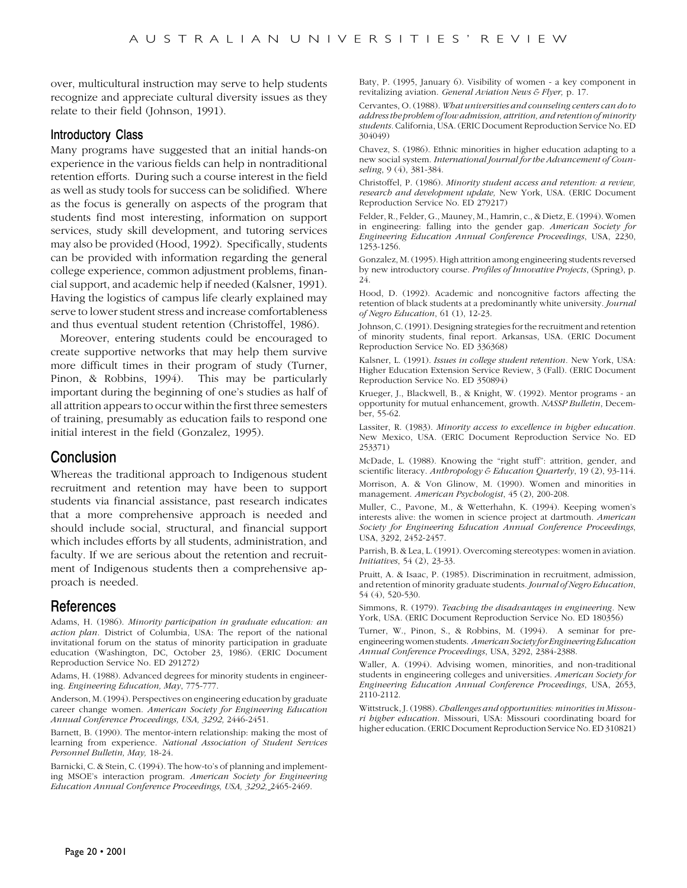over, multicultural instruction may serve to help students recognize and appreciate cultural diversity issues as they relate to their field (Johnson, 1991).

### Introductory Class

Many programs have suggested that an initial hands-on experience in the various fields can help in nontraditional retention efforts. During such a course interest in the field as well as study tools for success can be solidified. Where as the focus is generally on aspects of the program that students find most interesting, information on support services, study skill development, and tutoring services may also be provided (Hood, 1992). Specifically, students can be provided with information regarding the general college experience, common adjustment problems, financial support, and academic help if needed (Kalsner, 1991). Having the logistics of campus life clearly explained may serve to lower student stress and increase comfortableness and thus eventual student retention (Christoffel, 1986).

Moreover, entering students could be encouraged to create supportive networks that may help them survive more difficult times in their program of study (Turner, Pinon, & Robbins, 1994). This may be particularly important during the beginning of one's studies as half of all attrition appears to occur within the first three semesters of training, presumably as education fails to respond one initial interest in the field (Gonzalez, 1995).

## Conclusion

Whereas the traditional approach to Indigenous student recruitment and retention may have been to support students via financial assistance, past research indicates that a more comprehensive approach is needed and should include social, structural, and financial support which includes efforts by all students, administration, and faculty. If we are serious about the retention and recruitment of Indigenous students then a comprehensive approach is needed.

## References

Adams, H. (1986). *Minority participation in graduate education: an action plan*. District of Columbia, USA: The report of the national invitational forum on the status of minority participation in graduate education (Washington, DC, October 23, 1986). (ERIC Document Reproduction Service No. ED 291272)

Adams, H. (1988). Advanced degrees for minority students in engineering. *Engineering Education, May*, 775-777.

Anderson, M. (1994). Perspectives on engineering education by graduate career change women. *American Society for Engineering Education Annual Conference Proceedings, USA, 3292,* 2446-2451.

Barnett, B. (1990). The mentor-intern relationship: making the most of learning from experience. *National Association of Student Services Personnel Bulletin, May,* 18-24.

Barnicki, C. & Stein, C. (1994). The how-to's of planning and implementing MSOE's interaction program. *American Society for Engineering Education Annual Conference Proceedings, USA, 3292,* 2465-2469.

Baty, P. (1995, January 6). Visibility of women - a key component in revitalizing aviation. *General Aviation News & Flyer,* p. 17.

Cervantes, O. (1988). *What universities and counseling centers can do to address the problem of low admission, attrition, and retention of minority students*. California, USA. (ERIC Document Reproduction Service No. ED 304049)

Chavez, S. (1986). Ethnic minorities in higher education adapting to a new social system. *International Journal for the Advancement of Counseling*, 9 (4), 381-384.

Christoffel, P. (1986). *Minority student access and retention: a review, research and development update,* New York, USA. (ERIC Document Reproduction Service No. ED 279217)

Felder, R., Felder, G., Mauney, M., Hamrin, c., & Dietz, E. (1994). Women in engineering: falling into the gender gap. *American Society for Engineering Education Annual Conference Proceedings*, USA, 2230, 1253-1256.

Gonzalez, M. (1995). High attrition among engineering students reversed by new introductory course. *Profiles of Innovative Projects*, (Spring), p. 24.

Hood, D. (1992). Academic and noncognitive factors affecting the retention of black students at a predominantly white university. *Journal of Negro Education*, 61 (1), 12-23.

Johnson, C. (1991). Designing strategies for the recruitment and retention of minority students, final report. Arkansas, USA. (ERIC Document Reproduction Service No. ED 336368)

Kalsner, L. (1991). *Issues in college student retention*. New York, USA: Higher Education Extension Service Review, 3 (Fall). (ERIC Document Reproduction Service No. ED 350894)

Krueger, J., Blackwell, B., & Knight, W. (1992). Mentor programs - an opportunity for mutual enhancement, growth. *NASSP Bulletin*, December, 55-62.

Lassiter, R. (1983). *Minority access to excellence in higher education*. New Mexico, USA. (ERIC Document Reproduction Service No. ED 253371)

McDade, L. (1988). Knowing the "right stuff": attrition, gender, and scientific literacy. *Anthropology & Education Quarterly*, 19 (2), 93-114.

Morrison, A. & Von Glinow, M. (1990). Women and minorities in management. *American Psychologist*, 45 (2), 200-208.

Muller, C., Pavone, M., & Wetterhahn, K. (1994). Keeping women's interests alive: the women in science project at dartmouth. *American Society for Engineering Education Annual Conference Proceedings*, USA, 3292, 2452-2457.

Parrish, B. & Lea, L. (1991). Overcoming stereotypes: women in aviation. *Initiatives*, 54 (2), 23-33.

Pruitt, A. & Isaac, P. (1985). Discrimination in recruitment, admission, and retention of minority graduate students. *Journal of Negro Education*, 54 (4), 520-530.

Simmons, R. (1979). *Teaching the disadvantages in engineering*. New York, USA. (ERIC Document Reproduction Service No. ED 180356)

Turner, W., Pinon, S., & Robbins, M. (1994). A seminar for pre-engineering women students. *American Society for Engineering Education Annual Conference Proceedings*, USA, 3292, 2384-2388.

Waller, A. (1994). Advising women, minorities, and non-traditional students in engineering colleges and universities. *American Society for Engineering Education Annual Conference Proceedings*, USA, 2653, 2110-2112.

Wittstruck, J. (1988). *Challenges and opportunities: minorities in Missouri higher education*. Missouri, USA: Missouri coordinating board for higher education. (ERIC Document Reproduction Service No. ED 310821)